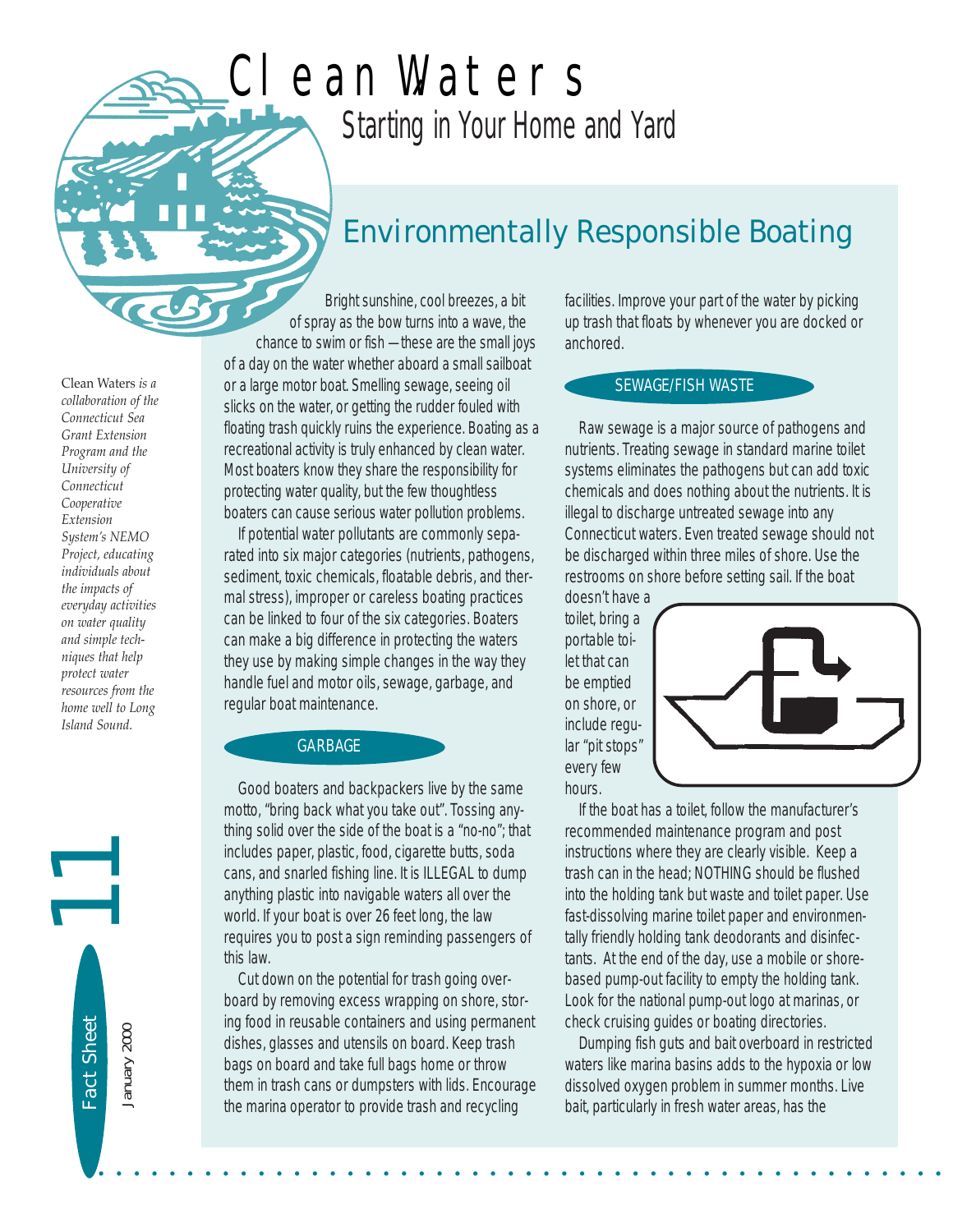# Clean Waters

## Starting in Your Home and Yard

*Clean Waters is a collaboration of the Connecticut Sea Grant Extension Program and the University of Connecticut Cooperative Extension System's NEMO Project, educating individuals about the impacts of everyday activities on water quality and simple techniques that help protect water resources from the home well to Long Island Sound.*

11

Fact Sheet

January 2000

## Environmentally Responsible Boating

Bright sunshine, cool breezes, a bit of spray as the bow turns into a wave, the chance to swim or fish —these are the small joys of a day on the water whether aboard a small sailboat or a large motor boat. Smelling sewage, seeing oil slicks on the water, or getting the rudder fouled with floating trash quickly ruins the experience. Boating as a recreational activity is truly enhanced by clean water. Most boaters know they share the responsibility for protecting water quality, but the few thoughtless boaters can cause serious water pollution problems.

If potential water pollutants are commonly separated into six major categories (nutrients, pathogens, sediment, toxic chemicals, floatable debris, and thermal stress), improper or careless boating practices can be linked to four of the six categories. Boaters can make a big difference in protecting the waters they use by making simple changes in the way they handle fuel and motor oils, sewage, garbage, and regular boat maintenance.

### GARBAGE

Good boaters and backpackers live by the same motto, "bring back what you take out". Tossing anything solid over the side of the boat is a "no-no"; that includes paper, plastic, food, cigarette butts, soda cans, and snarled fishing line. It is ILLEGAL to dump anything plastic into navigable waters all over the world. If your boat is over 26 feet long, the law requires you to post a sign reminding passengers of this law.

Cut down on the potential for trash going overboard by removing excess wrapping on shore, storing food in reusable containers and using permanent dishes, glasses and utensils on board. Keep trash bags on board and take full bags home or throw them in trash cans or dumpsters with lids. Encourage the marina operator to provide trash and recycling facilities. Improve your part of the water by picking up trash that floats by whenever you are docked or anchored.

### SEWAGE/FISH WASTE

Raw sewage is a major source of pathogens and nutrients. Treating sewage in standard marine toilet systems eliminates the pathogens but can add toxic chemicals and does nothing about the nutrients. It is illegal to discharge untreated sewage into any Connecticut waters. Even treated sewage should not be discharged within three miles of shore. Use the restrooms on shore before setting sail. If the boat doesn't have a toilet, bring a portable toilet that can be emptied on shore, or include regular "pit stops" every few hours.

If the boat has a toilet, follow the manufacturer's recommended maintenance program and post instructions where they are clearly visible. Keep a trash can in the head; NOTHING should be flushed into the holding tank but waste and toilet paper. Use fast-dissolving marine toilet paper and environmentally friendly holding tank deodorants and disinfectants. At the end of the day, use a mobile or shore-based pump-out facility to empty the holding tank. Look for the national pump-out logo at marinas, or check cruising guides or boating directories.

Dumping fish guts and bait overboard in restricted waters like marina basins adds to the hypoxia or low dissolved oxygen problem in summer months. Live bait, particularly in fresh water areas, has the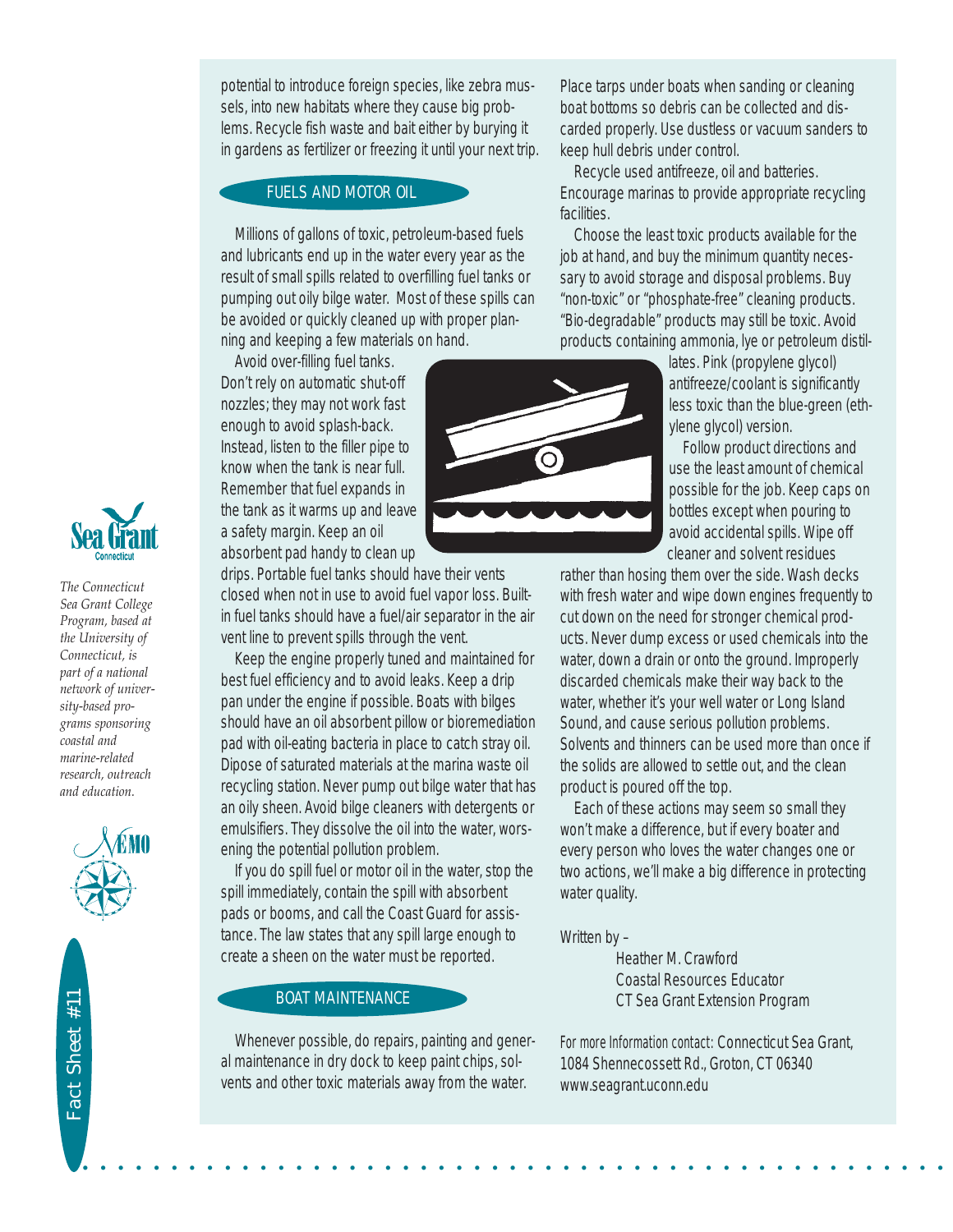potential to introduce foreign species, like zebra mussels, into new habitats where they cause big problems. Recycle fish waste and bait either by burying it in gardens as fertilizer or freezing it until your next trip.

## FUELS AND MOTOR OIL

Millions of gallons of toxic, petroleum-based fuels and lubricants end up in the water every year as the result of small spills related to overfilling fuel tanks or pumping out oily bilge water. Most of these spills can be avoided or quickly cleaned up with proper planning and keeping a few materials on hand.

Avoid over-filling fuel tanks. Don't rely on automatic shut-off nozzles; they may not work fast enough to avoid splash-back. Instead, listen to the filler pipe to know when the tank is near full. Remember that fuel expands in the tank as it warms up and leave a safety margin. Keep an oil absorbent pad handy to clean up drips. Portable fuel tanks should have their vents closed when not in use to avoid fuel vapor loss. Built-in fuel tanks should have a fuel/air separator in the air vent line to prevent spills through the vent.

Keep the engine properly tuned and maintained for best fuel efficiency and to avoid leaks. Keep a drip pan under the engine if possible. Boats with bilges should have an oil absorbent pillow or bioremediation pad with oil-eating bacteria in place to catch stray oil. Dipose of saturated materials at the marina waste oil recycling station. Never pump out bilge water that has an oily sheen. Avoid bilge cleaners with detergents or emulsifiers. They dissolve the oil into the water, worsening the potential pollution problem.

If you do spill fuel or motor oil in the water, stop the spill immediately, contain the spill with absorbent pads or booms, and call the Coast Guard for assistance. The law states that any spill large enough to create a sheen on the water must be reported.

## BOAT MAINTENANCE

Whenever possible, do repairs, painting and general maintenance in dry dock to keep paint chips, solvents and other toxic materials away from the water.

Place tarps under boats when sanding or cleaning boat bottoms so debris can be collected and discarded properly. Use dustless or vacuum sanders to keep hull debris under control.

Recycle used antifreeze, oil and batteries. Encourage marinas to provide appropriate recycling facilities.

Choose the least toxic products available for the job at hand, and buy the minimum quantity necessary to avoid storage and disposal problems. Buy "non-toxic" or "phosphate-free" cleaning products. "Bio-degradable" products may still be toxic. Avoid products containing ammonia, lye or petroleum distillates. Pink (propylene glycol) antifreeze/coolant is significantly less toxic than the blue-green (ethylene glycol) version.

Follow product directions and use the least amount of chemical possible for the job. Keep caps on bottles except when pouring to avoid accidental spills. Wipe off cleaner and solvent residues rather than hosing them over the side. Wash decks with fresh water and wipe down engines frequently to cut down on the need for stronger chemical products. Never dump excess or used chemicals into the water, down a drain or onto the ground. Improperly discarded chemicals make their way back to the water, whether it's your well water or Long Island Sound, and cause serious pollution problems. Solvents and thinners can be used more than once if the solids are allowed to settle out, and the clean product is poured off the top.

Each of these actions may seem so small they won't make a difference, but if every boater and every person who loves the water changes one or two actions, we'll make a big difference in protecting water quality.

Written by –
Heather M. Crawford
Coastal Resources Educator
CT Sea Grant Extension Program

For more Information contact: Connecticut Sea Grant, 1084 Shennecossett Rd., Groton, CT 06340
www.seagrant.uconn.edu

Sea Grant Connecticut

*The Connecticut Sea Grant College Program, based at the University of Connecticut, is part of a national network of university-based programs sponsoring coastal and marine-related research, outreach and education.*

NEMO

Fact Sheet #11